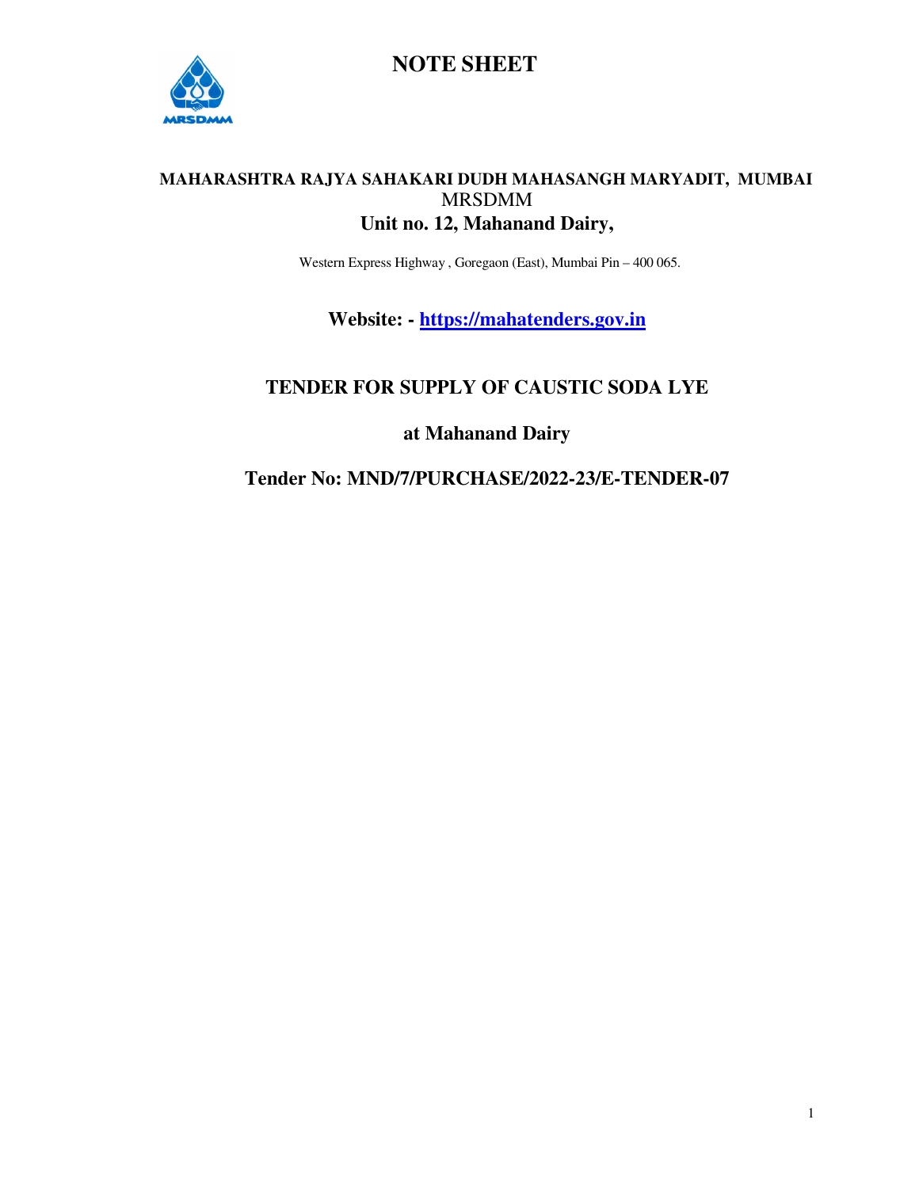# NOTE SHEET

MRSDMM

**MAHARASHTRA RAJYA SAHAKARI DUDH MAHASANGH MARYADIT, MUMBAI**

MRSDMM

**Unit no. 12, Mahanand Dairy,**

Western Express Highway , Goregaon (East), Mumbai Pin – 400 065.

**Website: - https://mahatenders.gov.in**

## TENDER FOR SUPPLY OF CAUSTIC SODA LYE

## at Mahanand Dairy

## Tender No: MND/7/PURCHASE/2022-23/E-TENDER-07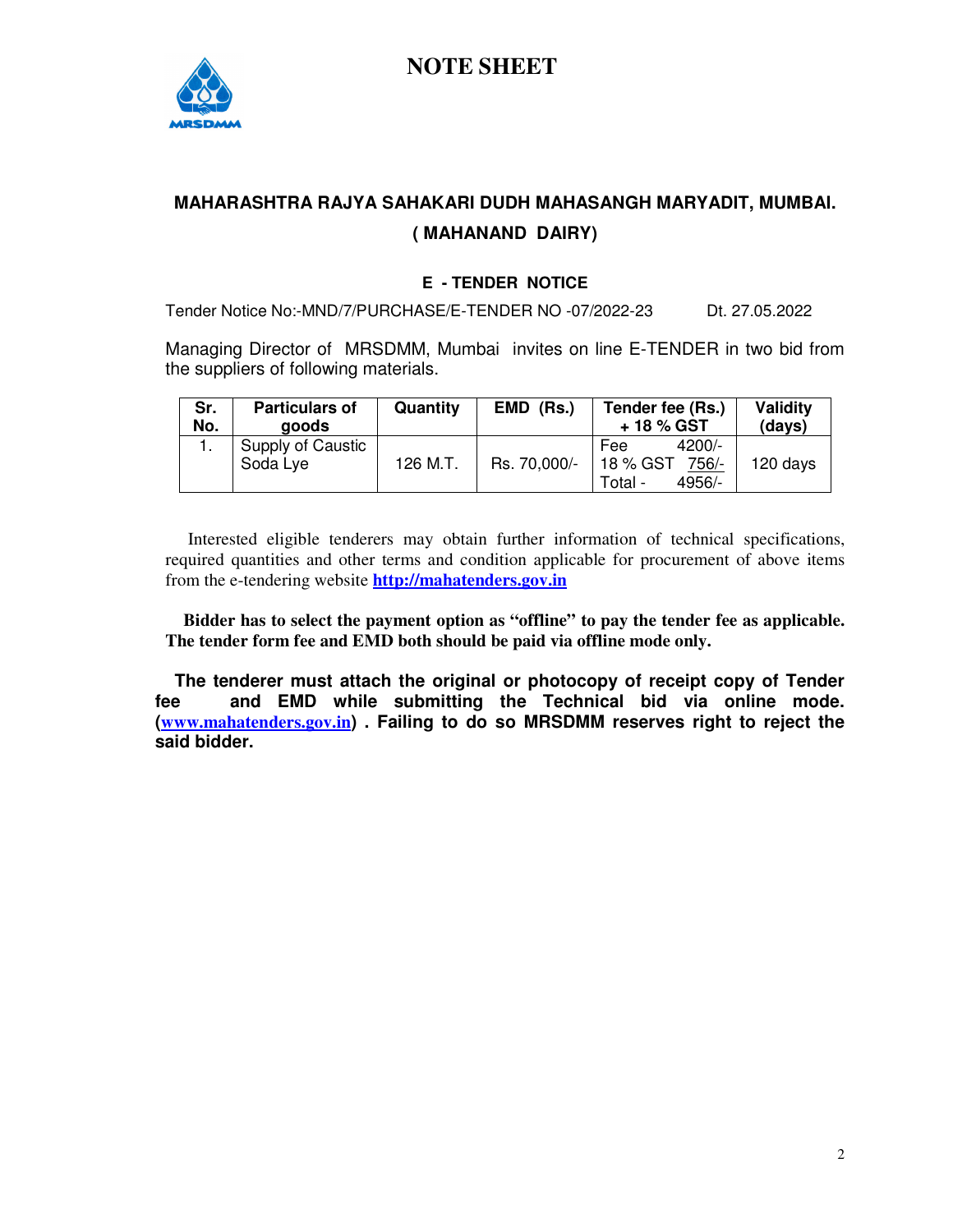# NOTE SHEET

## MAHARASHTRA RAJYA SAHAKARI DUDH MAHASANGH MARYADIT, MUMBAI.
## ( MAHANAND DAIRY)

### E - TENDER NOTICE

Tender Notice No:-MND/7/PURCHASE/E-TENDER NO -07/2022-23 Dt. 27.05.2022

Managing Director of MRSDMM, Mumbai invites on line E-TENDER in two bid from the suppliers of following materials.

| Sr. No. | Particulars of goods | Quantity | EMD (Rs.) | Tender fee (Rs.) + 18 % GST | Validity (days) |
|---|---|---|---|---|---|
| 1. | Supply of Caustic Soda Lye | 126 M.T. | Rs. 70,000/- | Fee 4200/-<br>18 % GST 756/-<br>Total - 4956/- | 120 days |

Interested eligible tenderers may obtain further information of technical specifications, required quantities and other terms and condition applicable for procurement of above items from the e-tendering website **http://mahatenders.gov.in**

**Bidder has to select the payment option as "offline" to pay the tender fee as applicable. The tender form fee and EMD both should be paid via offline mode only.**

**The tenderer must attach the original or photocopy of receipt copy of Tender fee and EMD while submitting the Technical bid via online mode. (www.mahatenders.gov.in) . Failing to do so MRSDMM reserves right to reject the said bidder.**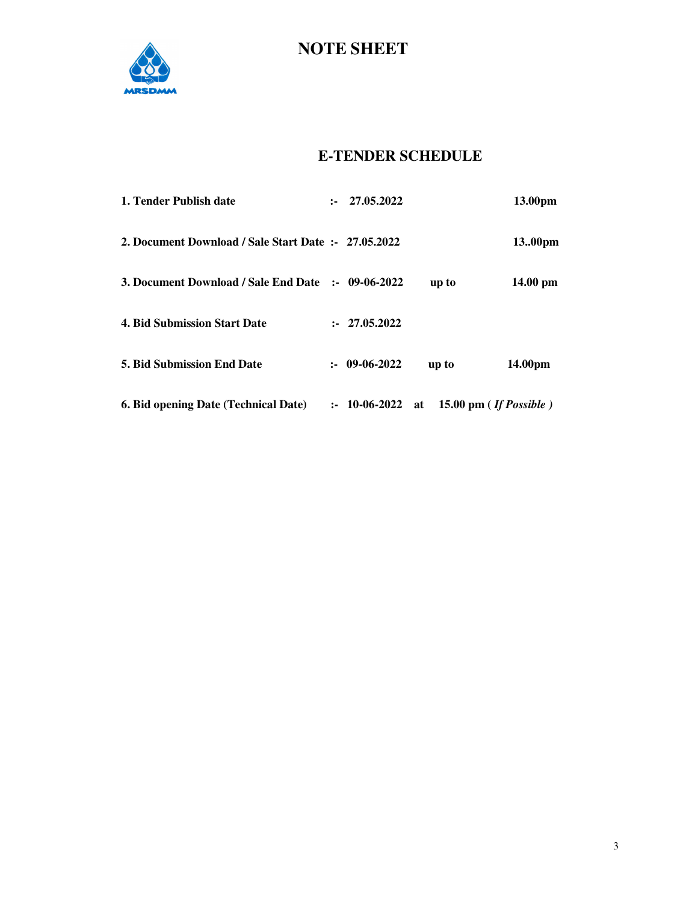# NOTE SHEET

MRSDMM

## E-TENDER SCHEDULE

| | | | | |
|---|---|---|---|---|
| **1. Tender Publish date** | **:-** | **27.05.2022** | | **13.00pm** |
| **2. Document Download / Sale Start Date** | **:-** | **27.05.2022** | | **13..00pm** |
| **3. Document Download / Sale End Date** | **:-** | **09-06-2022** | **up to** | **14.00 pm** |
| **4. Bid Submission Start Date** | **:-** | **27.05.2022** | | |
| **5. Bid Submission End Date** | **:-** | **09-06-2022** | **up to** | **14.00pm** |
| **6. Bid opening Date (Technical Date)** | **:-** | **10-06-2022** | **at** | **15.00 pm ( *If Possible )*** |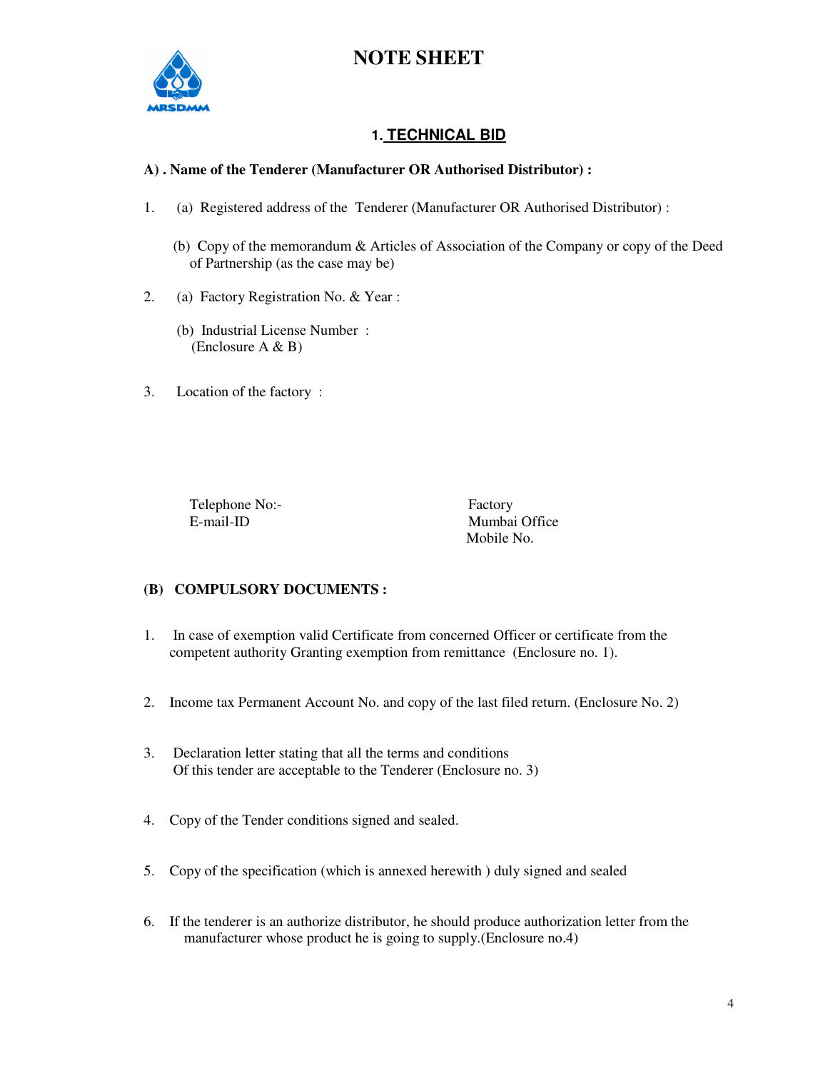# NOTE SHEET

MRSDMM

## 1. TECHNICAL BID

**A) . Name of the Tenderer (Manufacturer OR Authorised Distributor) :**

1. (a) Registered address of the Tenderer (Manufacturer OR Authorised Distributor) :

   (b) Copy of the memorandum & Articles of Association of the Company or copy of the Deed of Partnership (as the case may be)

2. (a) Factory Registration No. & Year :

   (b) Industrial License Number :
   (Enclosure A & B)

3. Location of the factory :

Telephone No:-
E-mail-ID

Factory
Mumbai Office
Mobile No.

**(B) COMPULSORY DOCUMENTS :**

1. In case of exemption valid Certificate from concerned Officer or certificate from the competent authority Granting exemption from remittance (Enclosure no. 1).

2. Income tax Permanent Account No. and copy of the last filed return. (Enclosure No. 2)

3. Declaration letter stating that all the terms and conditions Of this tender are acceptable to the Tenderer (Enclosure no. 3)

4. Copy of the Tender conditions signed and sealed.

5. Copy of the specification (which is annexed herewith ) duly signed and sealed

6. If the tenderer is an authorize distributor, he should produce authorization letter from the manufacturer whose product he is going to supply.(Enclosure no.4)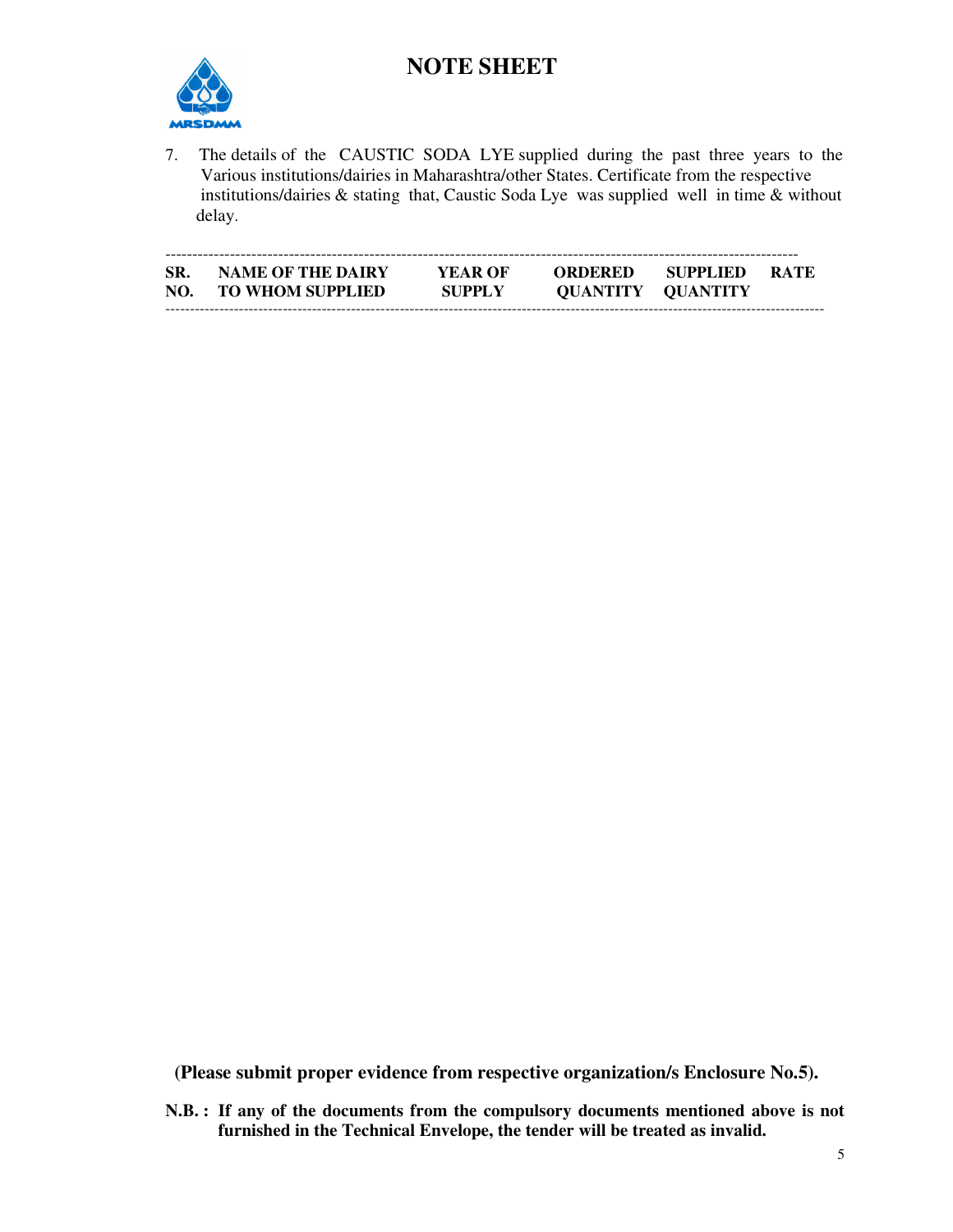# NOTE SHEET

7. The details of the CAUSTIC SODA LYE supplied during the past three years to the Various institutions/dairies in Maharashtra/other States. Certificate from the respective institutions/dairies & stating that, Caustic Soda Lye was supplied well in time & without delay.

| SR. NO. | NAME OF THE DAIRY TO WHOM SUPPLIED | YEAR OF SUPPLY | ORDERED QUANTITY | SUPPLIED QUANTITY | RATE |
|---|---|---|---|---|---|
| | | | | | |

**(Please submit proper evidence from respective organization/s Enclosure No.5).**

**N.B. : If any of the documents from the compulsory documents mentioned above is not furnished in the Technical Envelope, the tender will be treated as invalid.**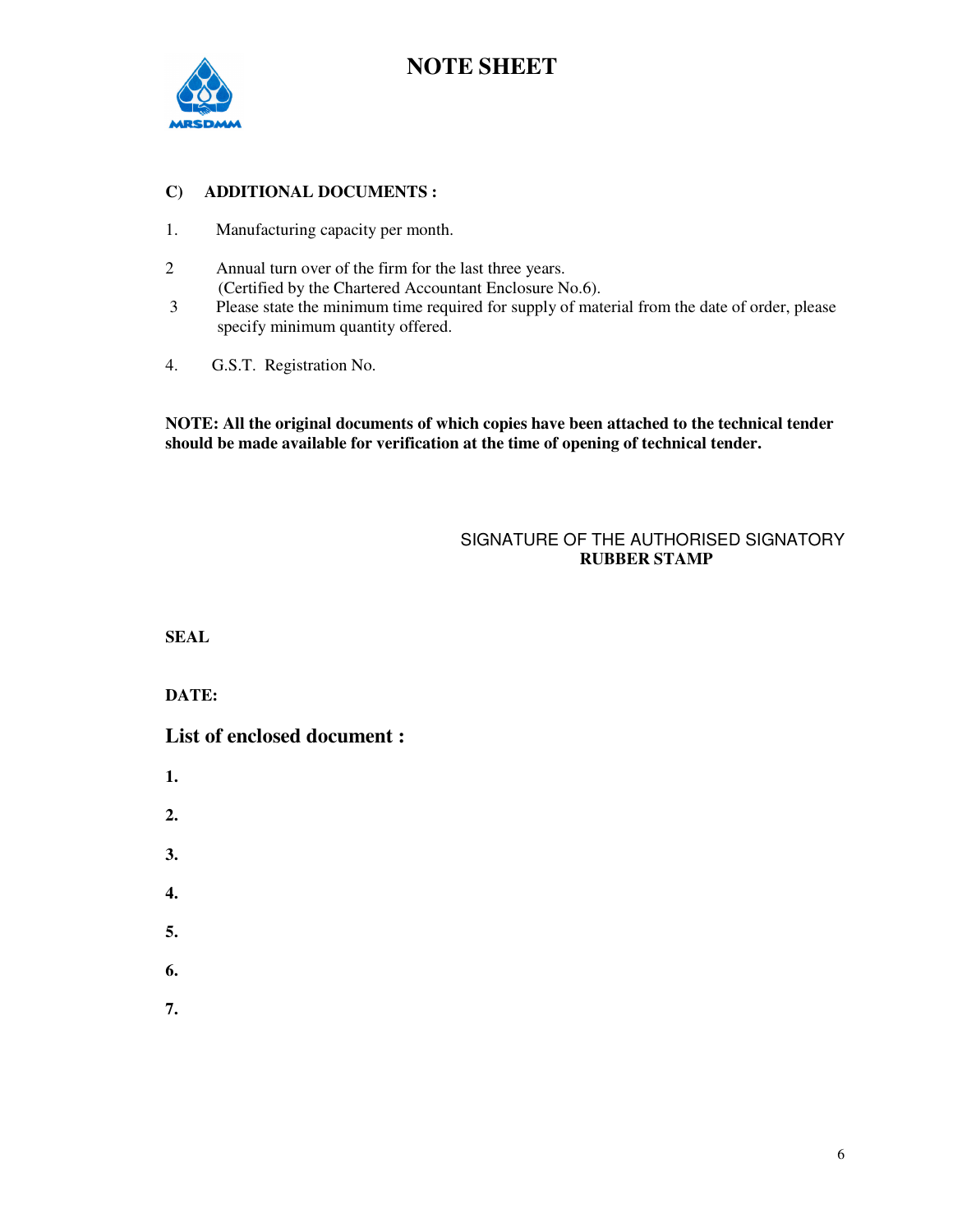# NOTE SHEET

**C) ADDITIONAL DOCUMENTS :**

1. Manufacturing capacity per month.

2. Annual turn over of the firm for the last three years.
   (Certified by the Chartered Accountant Enclosure No.6).

3. Please state the minimum time required for supply of material from the date of order, please specify minimum quantity offered.

4. G.S.T. Registration No.

**NOTE: All the original documents of which copies have been attached to the technical tender should be made available for verification at the time of opening of technical tender.**

SIGNATURE OF THE AUTHORISED SIGNATORY
**RUBBER STAMP**

**SEAL**

**DATE:**

## List of enclosed document :

**1.**

**2.**

**3.**

**4.**

**5.**

**6.**

**7.**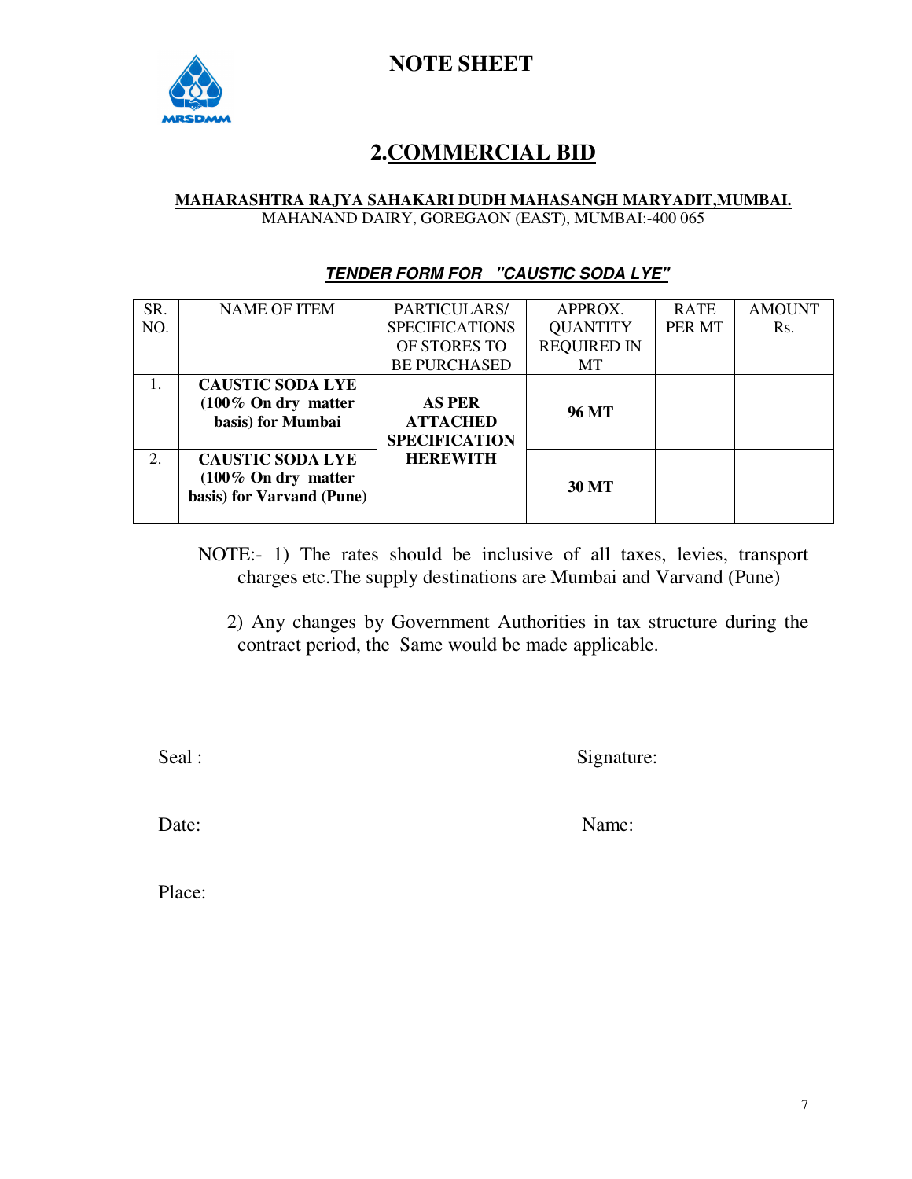# NOTE SHEET

## 2.COMMERCIAL BID

**MAHARASHTRA RAJYA SAHAKARI DUDH MAHASANGH MARYADIT,MUMBAI.**
MAHANAND DAIRY, GOREGAON (EAST), MUMBAI:-400 065

***TENDER FORM FOR "CAUSTIC SODA LYE"***

| SR. NO. | NAME OF ITEM | PARTICULARS/ SPECIFICATIONS OF STORES TO BE PURCHASED | APPROX. QUANTITY REQUIRED IN MT | RATE PER MT | AMOUNT Rs. |
|---|---|---|---|---|---|
| 1. | **CAUSTIC SODA LYE (100% On dry matter basis) for Mumbai** | **AS PER ATTACHED SPECIFICATION HEREWITH** | **96 MT** | | |
| 2. | **CAUSTIC SODA LYE (100% On dry matter basis) for Varvand (Pune)** | | **30 MT** | | |

NOTE:- 1) The rates should be inclusive of all taxes, levies, transport charges etc.The supply destinations are Mumbai and Varvand (Pune)

2) Any changes by Government Authorities in tax structure during the contract period, the Same would be made applicable.

Seal :

Signature:

Date:

Name:

Place: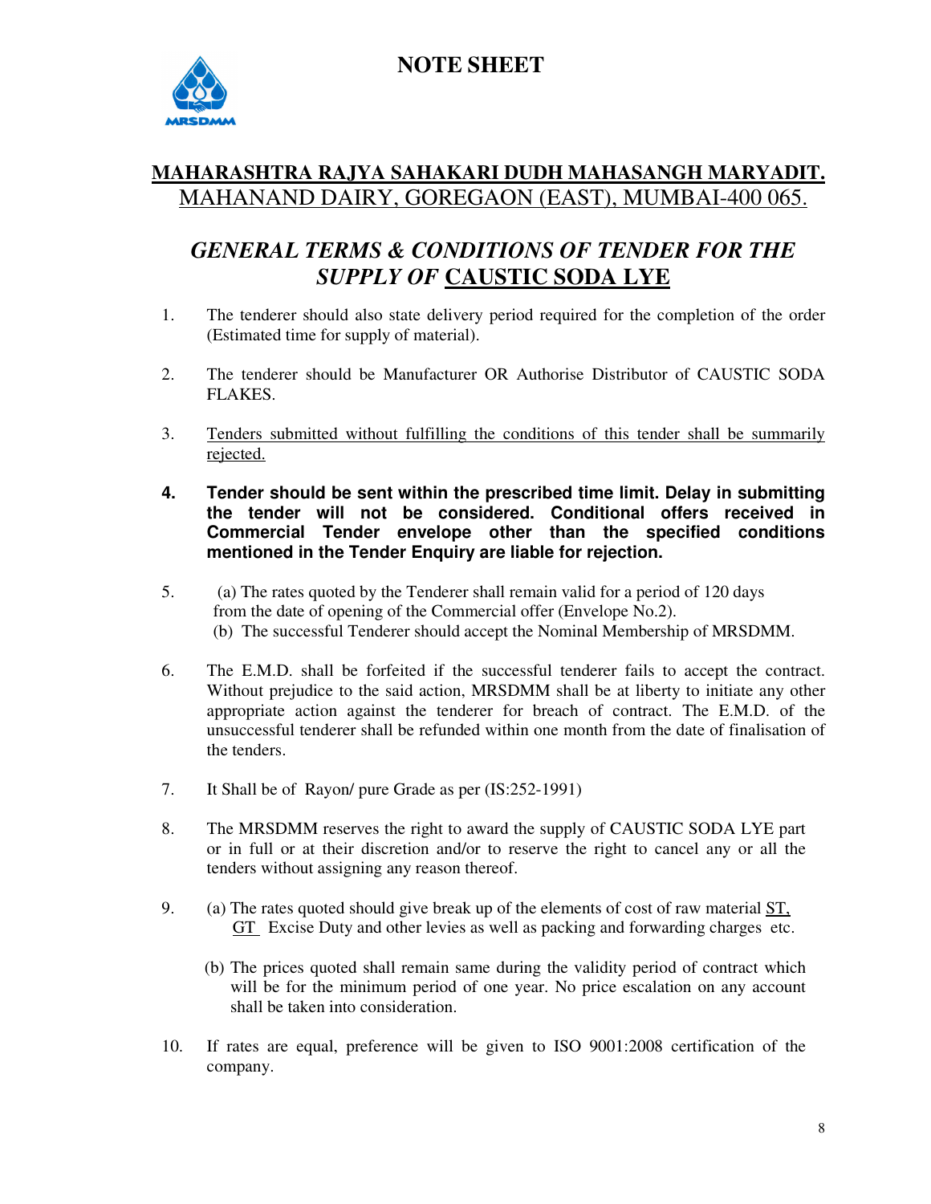# NOTE SHEET

## MAHARASHTRA RAJYA SAHAKARI DUDH MAHASANGH MARYADIT.

MAHANAND DAIRY, GOREGAON (EAST), MUMBAI-400 065.

## *GENERAL TERMS & CONDITIONS OF TENDER FOR THE SUPPLY OF* CAUSTIC SODA LYE

1. The tenderer should also state delivery period required for the completion of the order (Estimated time for supply of material).

2. The tenderer should be Manufacturer OR Authorise Distributor of CAUSTIC SODA FLAKES.

3. Tenders submitted without fulfilling the conditions of this tender shall be summarily rejected.

4. **Tender should be sent within the prescribed time limit. Delay in submitting the tender will not be considered. Conditional offers received in Commercial Tender envelope other than the specified conditions mentioned in the Tender Enquiry are liable for rejection.**

5. (a) The rates quoted by the Tenderer shall remain valid for a period of 120 days from the date of opening of the Commercial offer (Envelope No.2).
   (b) The successful Tenderer should accept the Nominal Membership of MRSDMM.

6. The E.M.D. shall be forfeited if the successful tenderer fails to accept the contract. Without prejudice to the said action, MRSDMM shall be at liberty to initiate any other appropriate action against the tenderer for breach of contract. The E.M.D. of the unsuccessful tenderer shall be refunded within one month from the date of finalisation of the tenders.

7. It Shall be of Rayon/ pure Grade as per (IS:252-1991)

8. The MRSDMM reserves the right to award the supply of CAUSTIC SODA LYE part or in full or at their discretion and/or to reserve the right to cancel any or all the tenders without assigning any reason thereof.

9. (a) The rates quoted should give break up of the elements of cost of raw material ST, GT Excise Duty and other levies as well as packing and forwarding charges etc.

   (b) The prices quoted shall remain same during the validity period of contract which will be for the minimum period of one year. No price escalation on any account shall be taken into consideration.

10. If rates are equal, preference will be given to ISO 9001:2008 certification of the company.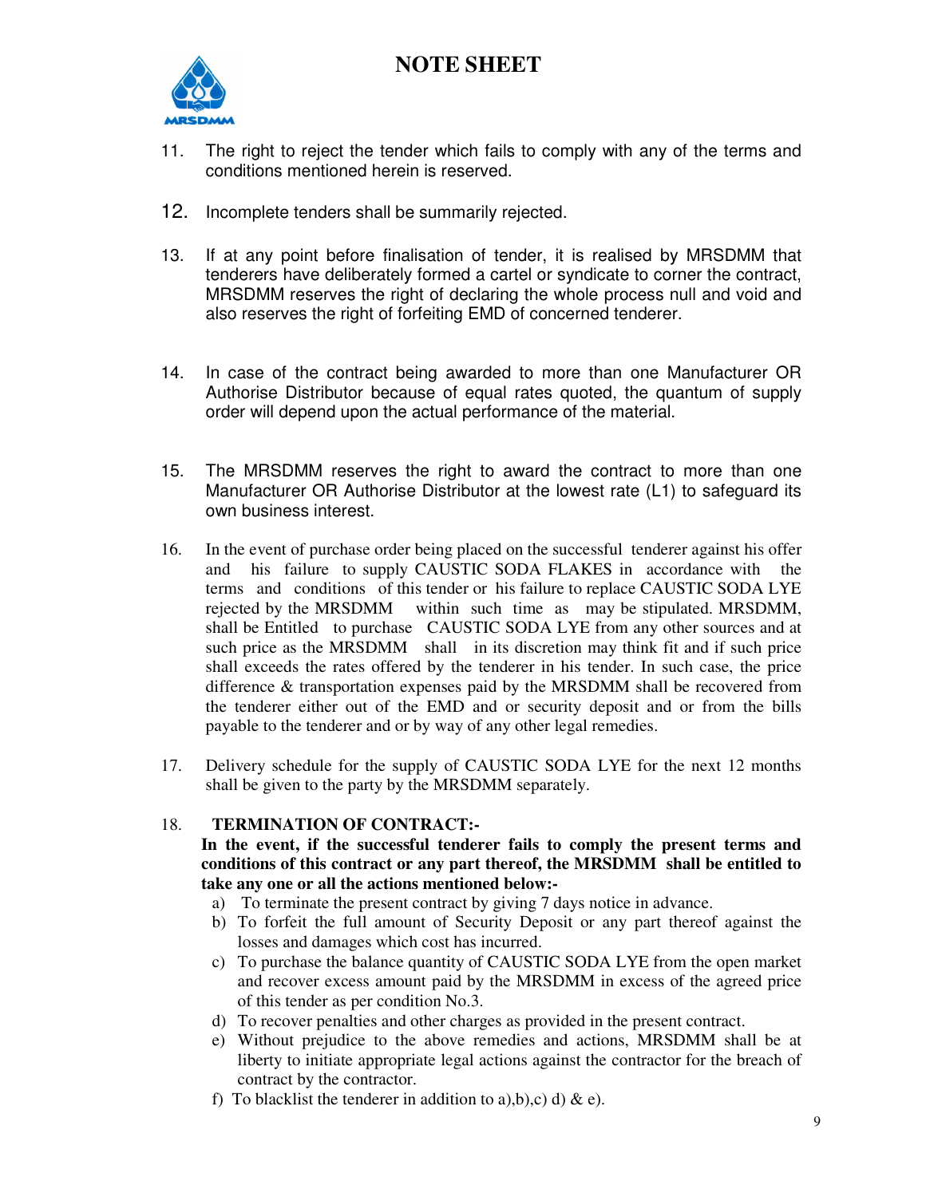# NOTE SHEET

11. The right to reject the tender which fails to comply with any of the terms and conditions mentioned herein is reserved.

12. Incomplete tenders shall be summarily rejected.

13. If at any point before finalisation of tender, it is realised by MRSDMM that tenderers have deliberately formed a cartel or syndicate to corner the contract, MRSDMM reserves the right of declaring the whole process null and void and also reserves the right of forfeiting EMD of concerned tenderer.

14. In case of the contract being awarded to more than one Manufacturer OR Authorise Distributor because of equal rates quoted, the quantum of supply order will depend upon the actual performance of the material.

15. The MRSDMM reserves the right to award the contract to more than one Manufacturer OR Authorise Distributor at the lowest rate (L1) to safeguard its own business interest.

16. In the event of purchase order being placed on the successful tenderer against his offer and his failure to supply CAUSTIC SODA FLAKES in accordance with the terms and conditions of this tender or his failure to replace CAUSTIC SODA LYE rejected by the MRSDMM within such time as may be stipulated. MRSDMM, shall be Entitled to purchase CAUSTIC SODA LYE from any other sources and at such price as the MRSDMM shall in its discretion may think fit and if such price shall exceeds the rates offered by the tenderer in his tender. In such case, the price difference & transportation expenses paid by the MRSDMM shall be recovered from the tenderer either out of the EMD and or security deposit and or from the bills payable to the tenderer and or by way of any other legal remedies.

17. Delivery schedule for the supply of CAUSTIC SODA LYE for the next 12 months shall be given to the party by the MRSDMM separately.

18. **TERMINATION OF CONTRACT:-**

    **In the event, if the successful tenderer fails to comply the present terms and conditions of this contract or any part thereof, the MRSDMM shall be entitled to take any one or all the actions mentioned below:-**

    a) To terminate the present contract by giving 7 days notice in advance.
    b) To forfeit the full amount of Security Deposit or any part thereof against the losses and damages which cost has incurred.
    c) To purchase the balance quantity of CAUSTIC SODA LYE from the open market and recover excess amount paid by the MRSDMM in excess of the agreed price of this tender as per condition No.3.
    d) To recover penalties and other charges as provided in the present contract.
    e) Without prejudice to the above remedies and actions, MRSDMM shall be at liberty to initiate appropriate legal actions against the contractor for the breach of contract by the contractor.
    f) To blacklist the tenderer in addition to a),b),c) d) & e).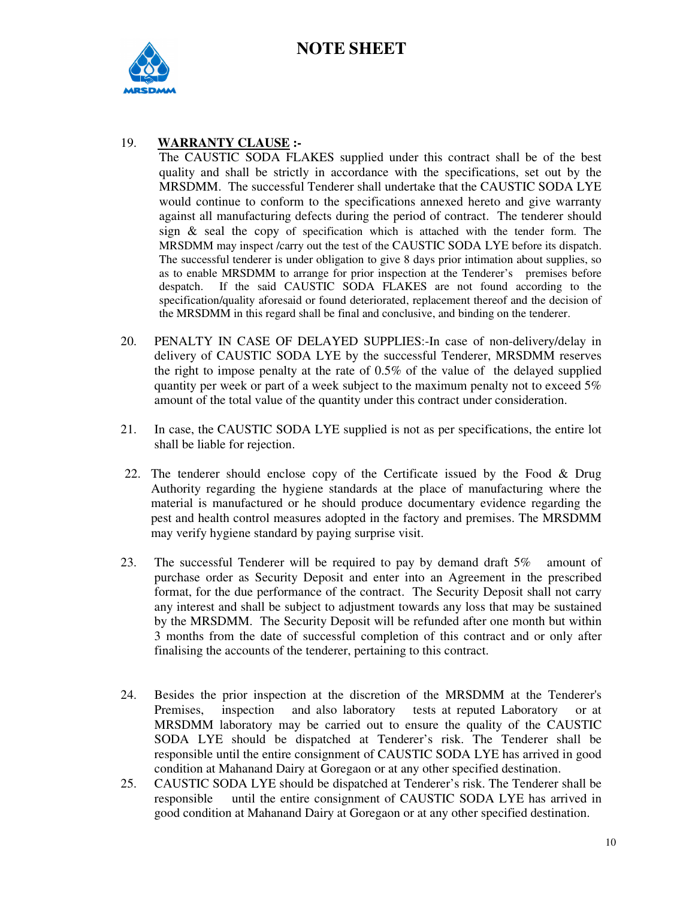# NOTE SHEET

19. **WARRANTY CLAUSE :-**
    The CAUSTIC SODA FLAKES supplied under this contract shall be of the best quality and shall be strictly in accordance with the specifications, set out by the MRSDMM. The successful Tenderer shall undertake that the CAUSTIC SODA LYE would continue to conform to the specifications annexed hereto and give warranty against all manufacturing defects during the period of contract. The tenderer should sign & seal the copy of specification which is attached with the tender form. The MRSDMM may inspect /carry out the test of the CAUSTIC SODA LYE before its dispatch. The successful tenderer is under obligation to give 8 days prior intimation about supplies, so as to enable MRSDMM to arrange for prior inspection at the Tenderer's premises before despatch. If the said CAUSTIC SODA FLAKES are not found according to the specification/quality aforesaid or found deteriorated, replacement thereof and the decision of the MRSDMM in this regard shall be final and conclusive, and binding on the tenderer.

20. PENALTY IN CASE OF DELAYED SUPPLIES:-In case of non-delivery/delay in delivery of CAUSTIC SODA LYE by the successful Tenderer, MRSDMM reserves the right to impose penalty at the rate of 0.5% of the value of the delayed supplied quantity per week or part of a week subject to the maximum penalty not to exceed 5% amount of the total value of the quantity under this contract under consideration.

21. In case, the CAUSTIC SODA LYE supplied is not as per specifications, the entire lot shall be liable for rejection.

22. The tenderer should enclose copy of the Certificate issued by the Food & Drug Authority regarding the hygiene standards at the place of manufacturing where the material is manufactured or he should produce documentary evidence regarding the pest and health control measures adopted in the factory and premises. The MRSDMM may verify hygiene standard by paying surprise visit.

23. The successful Tenderer will be required to pay by demand draft 5% amount of purchase order as Security Deposit and enter into an Agreement in the prescribed format, for the due performance of the contract. The Security Deposit shall not carry any interest and shall be subject to adjustment towards any loss that may be sustained by the MRSDMM. The Security Deposit will be refunded after one month but within 3 months from the date of successful completion of this contract and or only after finalising the accounts of the tenderer, pertaining to this contract.

24. Besides the prior inspection at the discretion of the MRSDMM at the Tenderer's Premises, inspection and also laboratory tests at reputed Laboratory or at MRSDMM laboratory may be carried out to ensure the quality of the CAUSTIC SODA LYE should be dispatched at Tenderer's risk. The Tenderer shall be responsible until the entire consignment of CAUSTIC SODA LYE has arrived in good condition at Mahanand Dairy at Goregaon or at any other specified destination.

25. CAUSTIC SODA LYE should be dispatched at Tenderer's risk. The Tenderer shall be responsible until the entire consignment of CAUSTIC SODA LYE has arrived in good condition at Mahanand Dairy at Goregaon or at any other specified destination.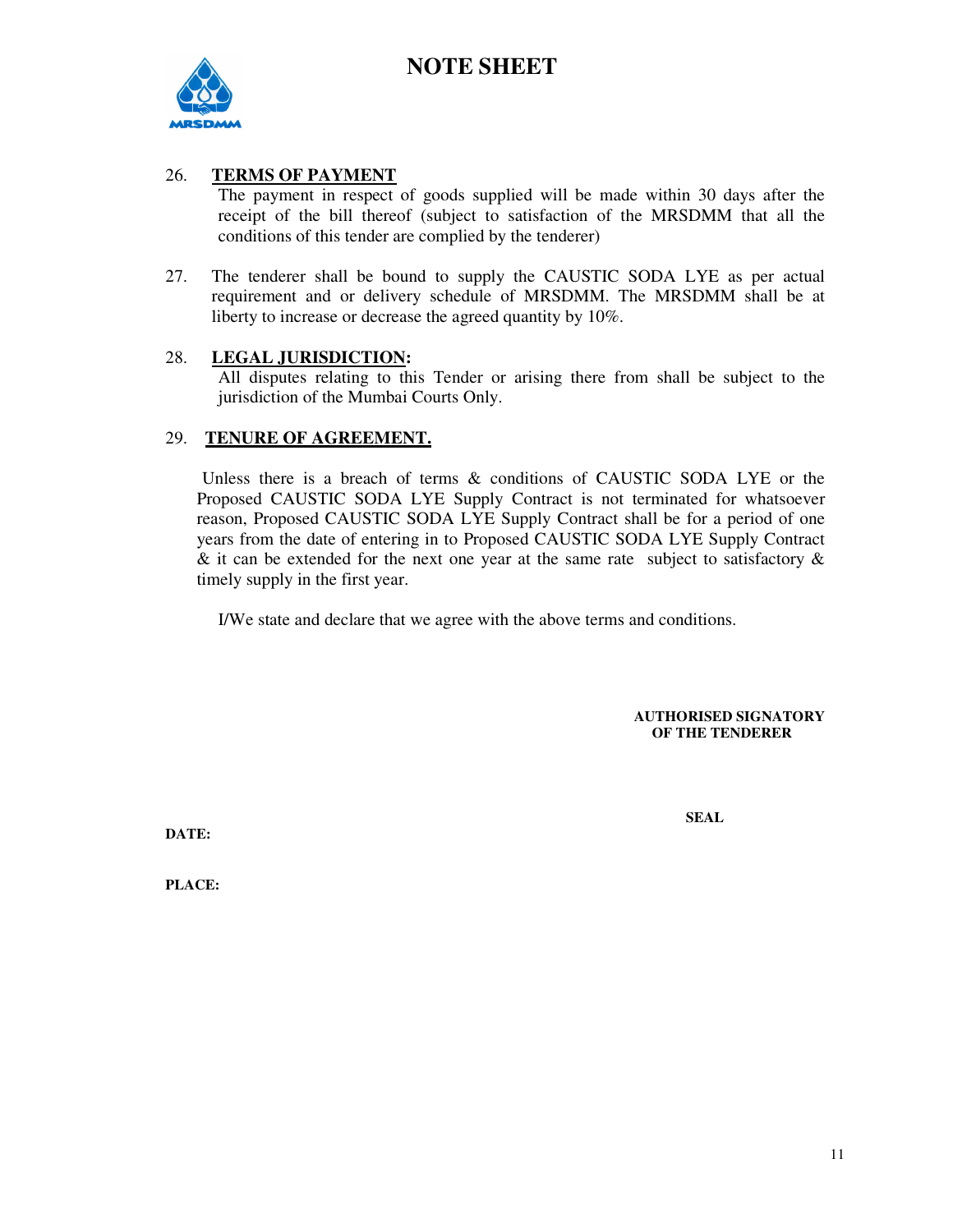# NOTE SHEET

26. **TERMS OF PAYMENT**

    The payment in respect of goods supplied will be made within 30 days after the receipt of the bill thereof (subject to satisfaction of the MRSDMM that all the conditions of this tender are complied by the tenderer)

27. The tenderer shall be bound to supply the CAUSTIC SODA LYE as per actual requirement and or delivery schedule of MRSDMM. The MRSDMM shall be at liberty to increase or decrease the agreed quantity by 10%.

28. **LEGAL JURISDICTION:**

    All disputes relating to this Tender or arising there from shall be subject to the jurisdiction of the Mumbai Courts Only.

29. **TENURE OF AGREEMENT.**

    Unless there is a breach of terms & conditions of CAUSTIC SODA LYE or the Proposed CAUSTIC SODA LYE Supply Contract is not terminated for whatsoever reason, Proposed CAUSTIC SODA LYE Supply Contract shall be for a period of one years from the date of entering in to Proposed CAUSTIC SODA LYE Supply Contract & it can be extended for the next one year at the same rate subject to satisfactory & timely supply in the first year.

I/We state and declare that we agree with the above terms and conditions.

**AUTHORISED SIGNATORY OF THE TENDERER**

**SEAL**

**DATE:**

**PLACE:**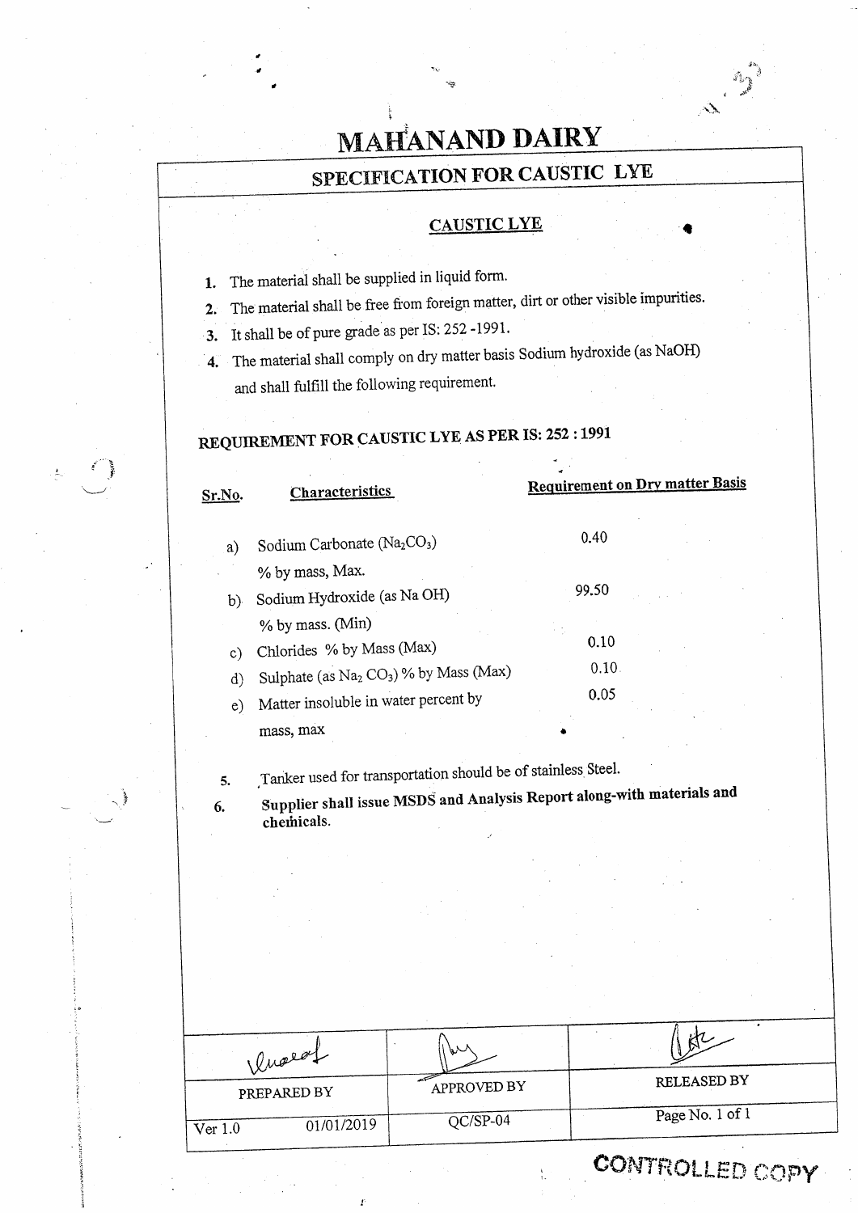# MAHANAND DAIRY

## SPECIFICATION FOR CAUSTIC LYE

### CAUSTIC LYE

1. The material shall be supplied in liquid form.
2. The material shall be free from foreign matter, dirt or other visible impurities.
3. It shall be of pure grade as per IS: 252 -1991.
4. The material shall comply on dry matter basis Sodium hydroxide (as NaOH) and shall fulfill the following requirement.

**REQUIREMENT FOR CAUSTIC LYE AS PER IS: 252 : 1991**

| Sr.No. | Characteristics | Requirement on Dry matter Basis |
|---|---|---|
| a) | Sodium Carbonate ($Na_2CO_3$) % by mass, Max. | 0.40 |
| b) | Sodium Hydroxide (as Na OH) % by mass. (Min) | 99.50 |
| c) | Chlorides % by Mass (Max) | 0.10 |
| d) | Sulphate (as $Na_2$ $CO_3$) % by Mass (Max) | 0.10 |
| e) | Matter insoluble in water percent by mass, max | 0.05 |

5. Tanker used for transportation should be of stainless Steel.
6. **Supplier shall issue MSDS and Analysis Report along-with materials and chemicals.**

| PREPARED BY | APPROVED BY | RELEASED BY |
|---|---|---|
| Ver 1.0 01/01/2019 | QC/SP-04 | Page No. 1 of 1 |

CONTROLLED COPY